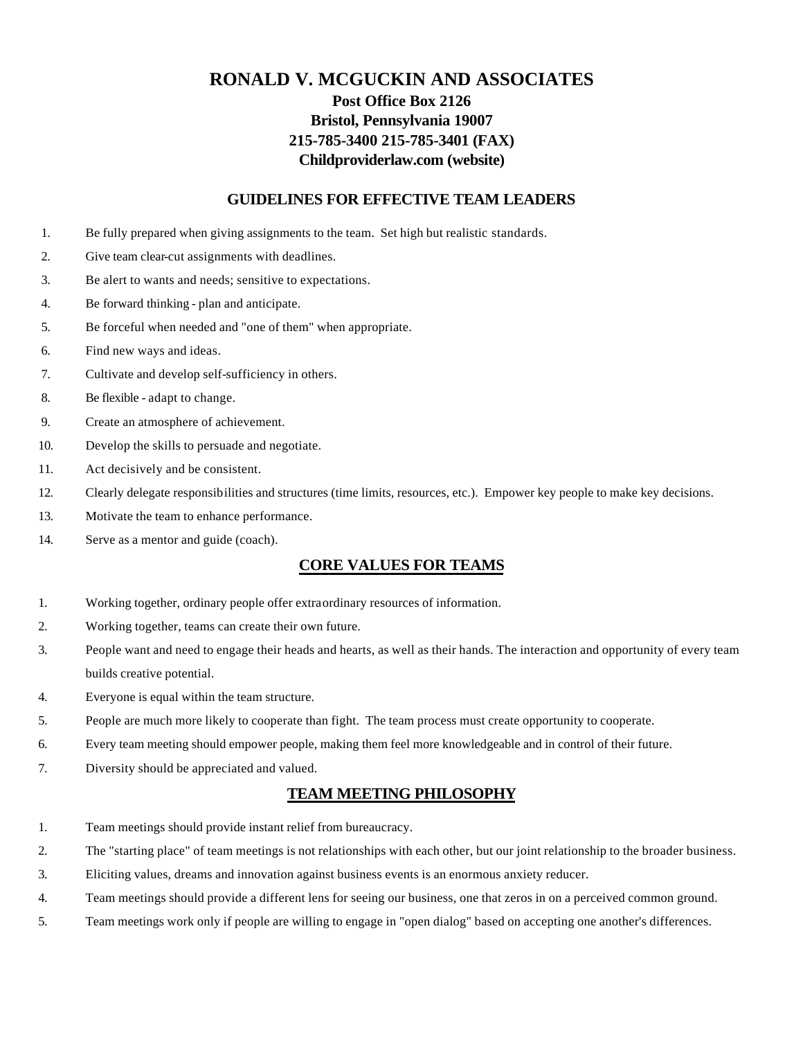# RONALD V. MCGUCKIN AND ASSOCIATES

**Post Office Box 2126**
**Bristol, Pennsylvania 19007**
**215-785-3400 215-785-3401 (FAX)**
**Childproviderlaw.com (website)**

## GUIDELINES FOR EFFECTIVE TEAM LEADERS

1. Be fully prepared when giving assignments to the team. Set high but realistic standards.
2. Give team clear-cut assignments with deadlines.
3. Be alert to wants and needs; sensitive to expectations.
4. Be forward thinking - plan and anticipate.
5. Be forceful when needed and "one of them" when appropriate.
6. Find new ways and ideas.
7. Cultivate and develop self-sufficiency in others.
8. Be flexible - adapt to change.
9. Create an atmosphere of achievement.
10. Develop the skills to persuade and negotiate.
11. Act decisively and be consistent.
12. Clearly delegate responsibilities and structures (time limits, resources, etc.). Empower key people to make key decisions.
13. Motivate the team to enhance performance.
14. Serve as a mentor and guide (coach).

## CORE VALUES FOR TEAMS

1. Working together, ordinary people offer extraordinary resources of information.
2. Working together, teams can create their own future.
3. People want and need to engage their heads and hearts, as well as their hands. The interaction and opportunity of every team builds creative potential.
4. Everyone is equal within the team structure.
5. People are much more likely to cooperate than fight. The team process must create opportunity to cooperate.
6. Every team meeting should empower people, making them feel more knowledgeable and in control of their future.
7. Diversity should be appreciated and valued.

## TEAM MEETING PHILOSOPHY

1. Team meetings should provide instant relief from bureaucracy.
2. The "starting place" of team meetings is not relationships with each other, but our joint relationship to the broader business.
3. Eliciting values, dreams and innovation against business events is an enormous anxiety reducer.
4. Team meetings should provide a different lens for seeing our business, one that zeros in on a perceived common ground.
5. Team meetings work only if people are willing to engage in "open dialog" based on accepting one another's differences.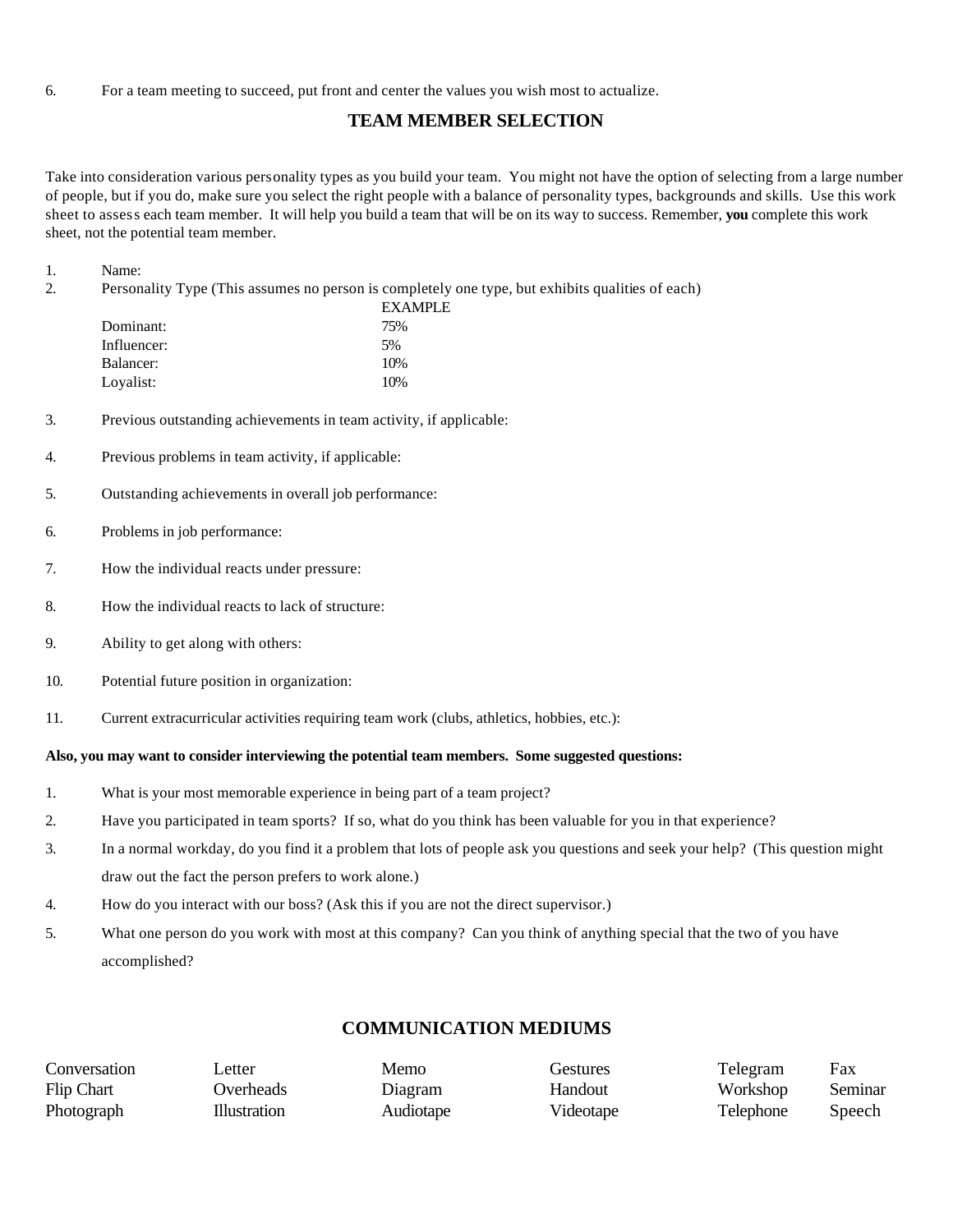6. For a team meeting to succeed, put front and center the values you wish most to actualize.

## TEAM MEMBER SELECTION

Take into consideration various personality types as you build your team. You might not have the option of selecting from a large number of people, but if you do, make sure you select the right people with a balance of personality types, backgrounds and skills. Use this work sheet to assess each team member. It will help you build a team that will be on its way to success. Remember, **you** complete this work sheet, not the potential team member.

1. Name:
2. Personality Type (This assumes no person is completely one type, but exhibits qualities of each)

| | EXAMPLE |
|---|---|
| Dominant: | 75% |
| Influencer: | 5% |
| Balancer: | 10% |
| Loyalist: | 10% |

3. Previous outstanding achievements in team activity, if applicable:
4. Previous problems in team activity, if applicable:
5. Outstanding achievements in overall job performance:
6. Problems in job performance:
7. How the individual reacts under pressure:
8. How the individual reacts to lack of structure:
9. Ability to get along with others:
10. Potential future position in organization:
11. Current extracurricular activities requiring team work (clubs, athletics, hobbies, etc.):

**Also, you may want to consider interviewing the potential team members. Some suggested questions:**

1. What is your most memorable experience in being part of a team project?
2. Have you participated in team sports? If so, what do you think has been valuable for you in that experience?
3. In a normal workday, do you find it a problem that lots of people ask you questions and seek your help? (This question might draw out the fact the person prefers to work alone.)
4. How do you interact with our boss? (Ask this if you are not the direct supervisor.)
5. What one person do you work with most at this company? Can you think of anything special that the two of you have accomplished?

## COMMUNICATION MEDIUMS

| | | | | | |
|---|---|---|---|---|---|
| Conversation | Letter | Memo | Gestures | Telegram | Fax |
| Flip Chart | Overheads | Diagram | Handout | Workshop | Seminar |
| Photograph | Illustration | Audiotape | Videotape | Telephone | Speech |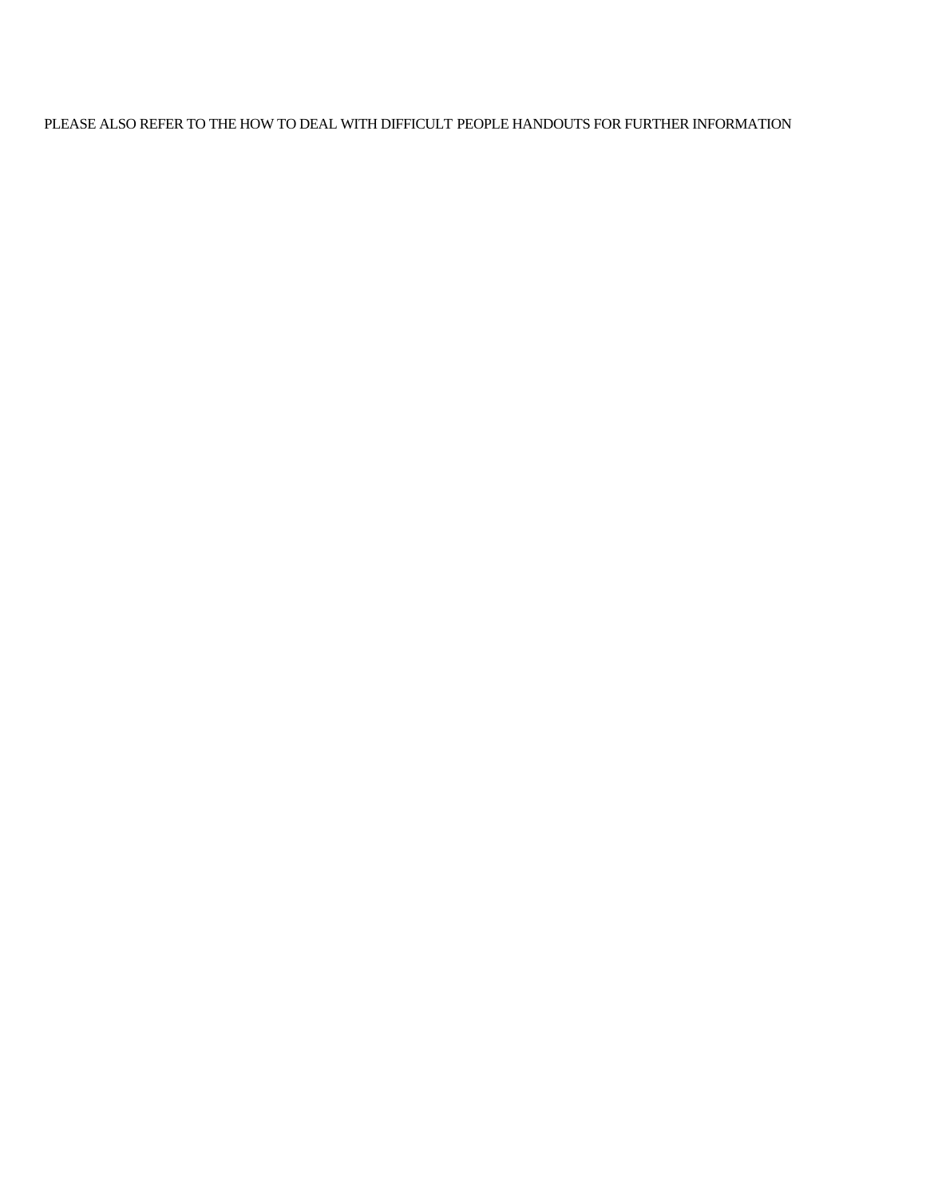PLEASE ALSO REFER TO THE HOW TO DEAL WITH DIFFICULT PEOPLE HANDOUTS FOR FURTHER INFORMATION